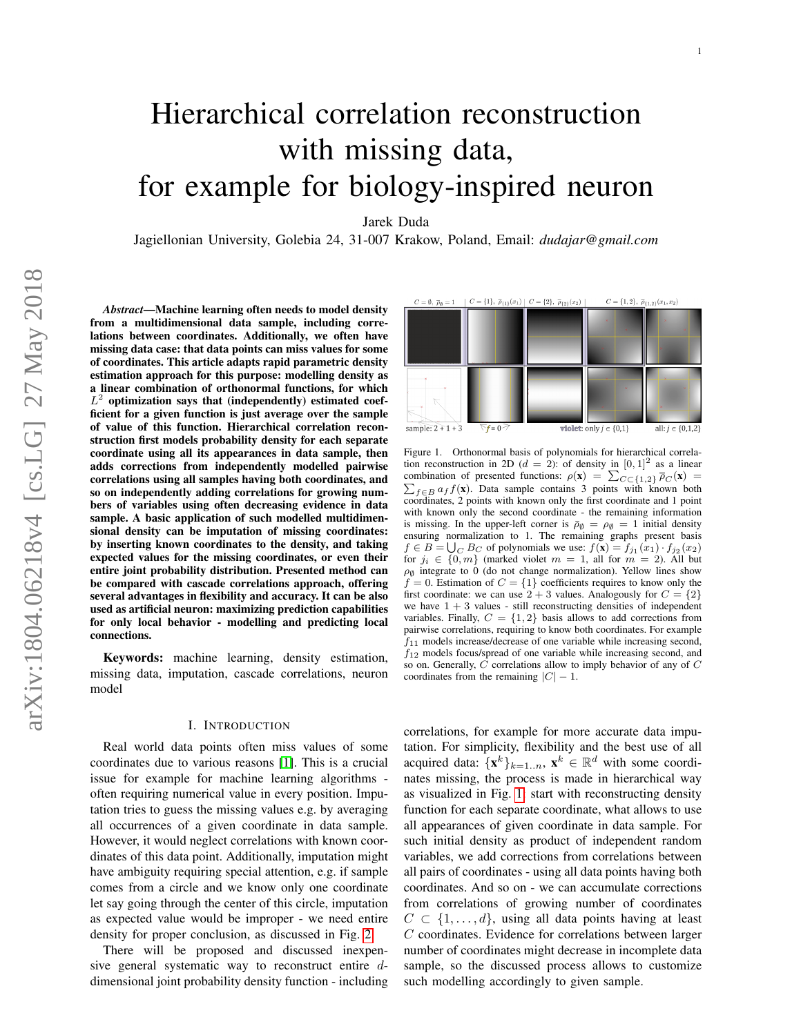# Hierarchical correlation reconstruction with missing data, for example for biology-inspired neuron

Jarek Duda

Jagiellonian University, Golebia 24, 31-007 Krakow, Poland, Email: *dudajar@gmail.com*

***Abstract*—Machine learning often needs to model density from a multidimensional data sample, including correlations between coordinates. Additionally, we often have missing data case: that data points can miss values for some of coordinates. This article adapts rapid parametric density estimation approach for this purpose: modelling density as a linear combination of orthonormal functions, for which $L^2$ optimization says that (independently) estimated coefficient for a given function is just average over the sample of value of this function. Hierarchical correlation reconstruction first models probability density for each separate coordinate using all its appearances in data sample, then adds corrections from independently modelled pairwise correlations using all samples having both coordinates, and so on independently adding correlations for growing numbers of variables using often decreasing evidence in data sample. A basic application of such modelled multidimensional density can be imputation of missing coordinates: by inserting known coordinates to the density, and taking expected values for the missing coordinates, or even their entire joint probability distribution. Presented method can be compared with cascade correlations approach, offering several advantages in flexibility and accuracy. It can be also used as artificial neuron: maximizing prediction capabilities for only local behavior - modelling and predicting local connections.**

**Keywords:** machine learning, density estimation, missing data, imputation, cascade correlations, neuron model

Figure 1. Orthonormal basis of polynomials for hierarchical correlation reconstruction in 2D ($d = 2$): of density in $[0, 1]^2$ as a linear combination of presented functions: $\rho(\mathbf{x}) = \sum_{C \subset \{1,2\}} \bar{\rho}_C(\mathbf{x}) = \sum_{f \in B} a_f f(\mathbf{x})$. Data sample contains 3 points with known both coordinates, 2 points with known only the first coordinate and 1 point with known only the second coordinate - the remaining information is missing. In the upper-left corner is $\bar{\rho}_\emptyset = \rho_\emptyset = 1$ initial density ensuring normalization to 1. The remaining graphs present basis $f \in B = \bigcup_C B_C$ of polynomials we use: $f(\mathbf{x}) = f_{j_1}(x_1) \cdot f_{j_2}(x_2)$ for $j_i \in \{0, m\}$ (marked violet $m = 1$, all for $m = 2$). All but $\rho_\emptyset$ integrate to 0 (do not change normalization). Yellow lines show $f = 0$. Estimation of $C = \{1\}$ coefficients requires to know only the first coordinate: we can use $2 + 3$ values. Analogously for $C = \{2\}$ we have $1 + 3$ values - still reconstructing densities of independent variables. Finally, $C = \{1, 2\}$ basis allows to add corrections from pairwise correlations, requiring to know both coordinates. For example $f_{11}$ models increase/decrease of one variable while increasing second, $f_{12}$ models focus/spread of one variable while increasing second, and so on. Generally, $C$ correlations allow to imply behavior of any of $C$ coordinates from the remaining $|C| - 1$.

## I. Introduction

Real world data points often miss values of some coordinates due to various reasons [1]. This is a crucial issue for example for machine learning algorithms - often requiring numerical value in every position. Imputation tries to guess the missing values e.g. by averaging all occurrences of a given coordinate in data sample. However, it would neglect correlations with known coordinates of this data point. Additionally, imputation might have ambiguity requiring special attention, e.g. if sample comes from a circle and we know only one coordinate let say going through the center of this circle, imputation as expected value would be improper - we need entire density for proper conclusion, as discussed in Fig. 2.

There will be proposed and discussed inexpensive general systematic way to reconstruct entire $d$-dimensional joint probability density function - including correlations, for example for more accurate data imputation. For simplicity, flexibility and the best use of all acquired data: $\{\mathbf{x}^k\}_{k=1..n}$, $\mathbf{x}^k \in \mathbb{R}^d$ with some coordinates missing, the process is made in hierarchical way as visualized in Fig. 1: start with reconstructing density function for each separate coordinate, what allows to use all appearances of given coordinate in data sample. For such initial density as product of independent random variables, we add corrections from correlations between all pairs of coordinates - using all data points having both coordinates. And so on - we can accumulate corrections from correlations of growing number of coordinates $C \subset \{1, \ldots, d\}$, using all data points having at least $C$ coordinates. Evidence for correlations between larger number of coordinates might decrease in incomplete data sample, so the discussed process allows to customize such modelling accordingly to given sample.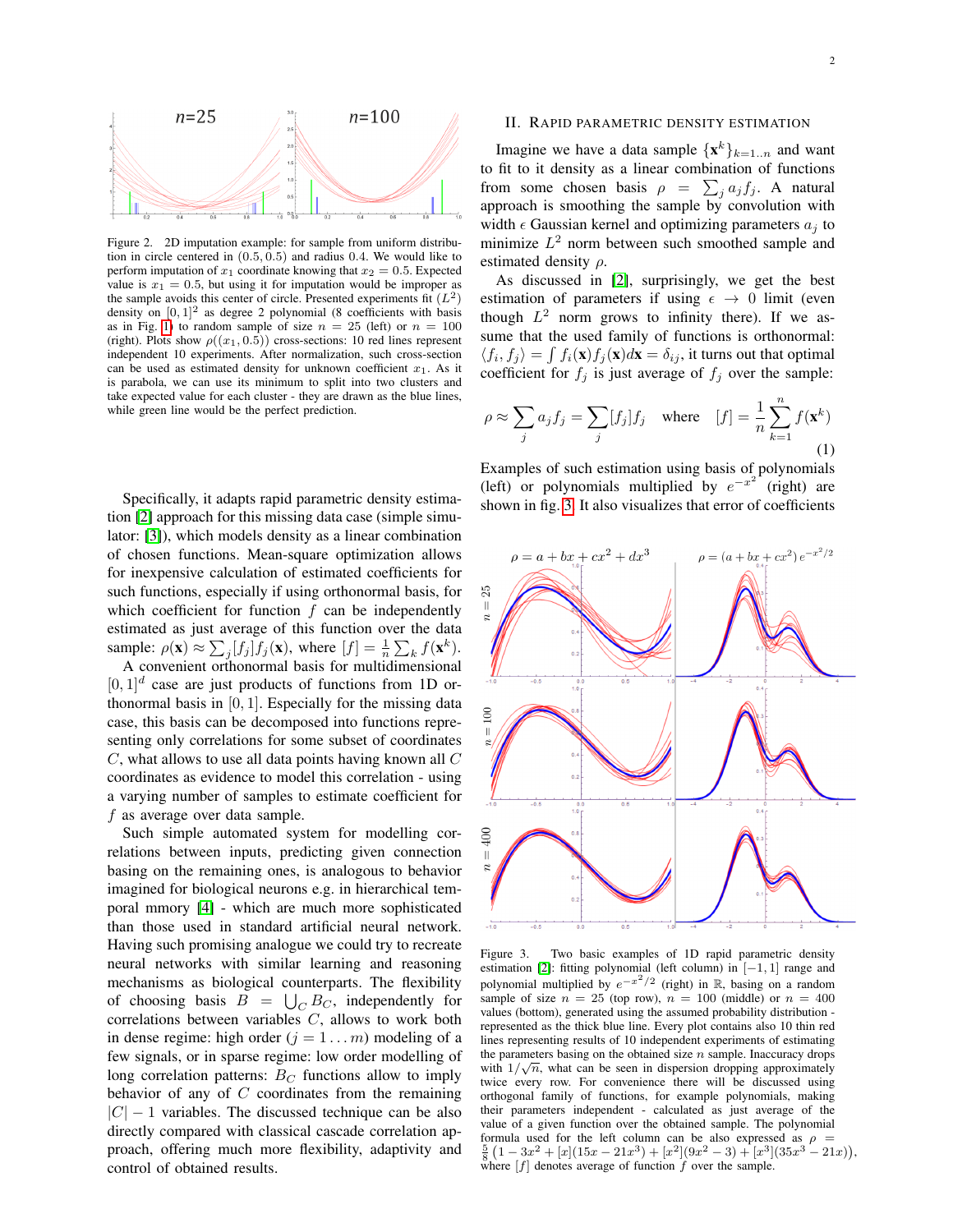Figure 2. 2D imputation example: for sample from uniform distribution in circle centered in $(0.5, 0.5)$ and radius 0.4. We would like to perform imputation of $x_1$ coordinate knowing that $x_2 = 0.5$. Expected value is $x_1 = 0.5$, but using it for imputation would be improper as the sample avoids this center of circle. Presented experiments fit ($L^2$) density on $[0,1]^2$ as degree 2 polynomial (8 coefficients with basis as in Fig. 1) to random sample of size $n = 25$ (left) or $n = 100$ (right). Plots show $\rho((x_1, 0.5))$ cross-sections: 10 red lines represent independent 10 experiments. After normalization, such cross-section can be used as estimated density for unknown coefficient $x_1$. As it is parabola, we can use its minimum to split into two clusters and take expected value for each cluster - they are drawn as the blue lines, while green line would be the perfect prediction.

Specifically, it adapts rapid parametric density estimation [2] approach for this missing data case (simple simulator: [3]), which models density as a linear combination of chosen functions. Mean-square optimization allows for inexpensive calculation of estimated coefficients for such functions, especially if using orthonormal basis, for which coefficient for function $f$ can be independently estimated as just average of this function over the data sample: $\rho(\mathbf{x}) \approx \sum_j [f_j] f_j(\mathbf{x})$, where $[f] = \frac{1}{n}\sum_k f(\mathbf{x}^k)$.

A convenient orthonormal basis for multidimensional $[0,1]^d$ case are just products of functions from 1D orthonormal basis in $[0,1]$. Especially for the missing data case, this basis can be decomposed into functions representing only correlations for some subset of coordinates $C$, what allows to use all data points having known all $C$ coordinates as evidence to model this correlation - using a varying number of samples to estimate coefficient for $f$ as average over data sample.

Such simple automated system for modelling correlations between inputs, predicting given connection basing on the remaining ones, is analogous to behavior imagined for biological neurons e.g. in hierarchical temporal mmory [4] - which are much more sophisticated than those used in standard artificial neural network. Having such promising analogue we could try to recreate neural networks with similar learning and reasoning mechanisms as biological counterparts. The flexibility of choosing basis $B = \bigcup_C B_C$, independently for correlations between variables $C$, allows to work both in dense regime: high order ($j = 1 \ldots m$) modeling of a few signals, or in sparse regime: low order modelling of long correlation patterns: $B_C$ functions allow to imply behavior of any of $C$ coordinates from the remaining $|C| - 1$ variables. The discussed technique can be also directly compared with classical cascade correlation approach, offering much more flexibility, adaptivity and control of obtained results.

## II. Rapid parametric density estimation

Imagine we have a data sample $\{\mathbf{x}^k\}_{k=1..n}$ and want to fit to it density as a linear combination of functions from some chosen basis $\rho = \sum_j a_j f_j$. A natural approach is smoothing the sample by convolution with width $\epsilon$ Gaussian kernel and optimizing parameters $a_j$ to minimize $L^2$ norm between such smoothed sample and estimated density $\rho$.

As discussed in [2], surprisingly, we get the best estimation of parameters if using $\epsilon \to 0$ limit (even though $L^2$ norm grows to infinity there). If we assume that the used family of functions is orthonormal: $\langle f_i, f_j \rangle = \int f_i(\mathbf{x}) f_j(\mathbf{x}) d\mathbf{x} = \delta_{ij}$, it turns out that optimal coefficient for $f_j$ is just average of $f_j$ over the sample:

$$\rho \approx \sum_j a_j f_j = \sum_j [f_j] f_j \quad \text{where} \quad [f] = \frac{1}{n}\sum_{k=1}^{n} f(\mathbf{x}^k) \tag{1}$$

Examples of such estimation using basis of polynomials (left) or polynomials multiplied by $e^{-x^2}$ (right) are shown in fig. 3. It also visualizes that error of coefficients

Figure 3. Two basic examples of 1D rapid parametric density estimation [2]: fitting polynomial (left column) in $[-1,1]$ range and polynomial multiplied by $e^{-x^2/2}$ (right) in $\mathbb{R}$, basing on a random sample of size $n = 25$ (top row), $n = 100$ (middle) or $n = 400$ values (bottom), generated using the assumed probability distribution - represented as the thick blue line. Every plot contains also 10 thin red lines representing results of 10 independent experiments of estimating the parameters basing on the obtained size $n$ sample. Inaccuracy drops with $1/\sqrt{n}$, what can be seen in dispersion dropping approximately twice every row. For convenience there will be discussed using orthogonal family of functions, for example polynomials, making their parameters independent - calculated as just average of the value of a given function over the obtained sample. The polynomial formula used for the left column can be also expressed as $\rho = \frac{5}{8}\left(1 - 3x^2 + [x](15x - 21x^3) + [x^2](9x^2 - 3) + [x^3](35x^3 - 21x)\right)$, where $[f]$ denotes average of function $f$ over the sample.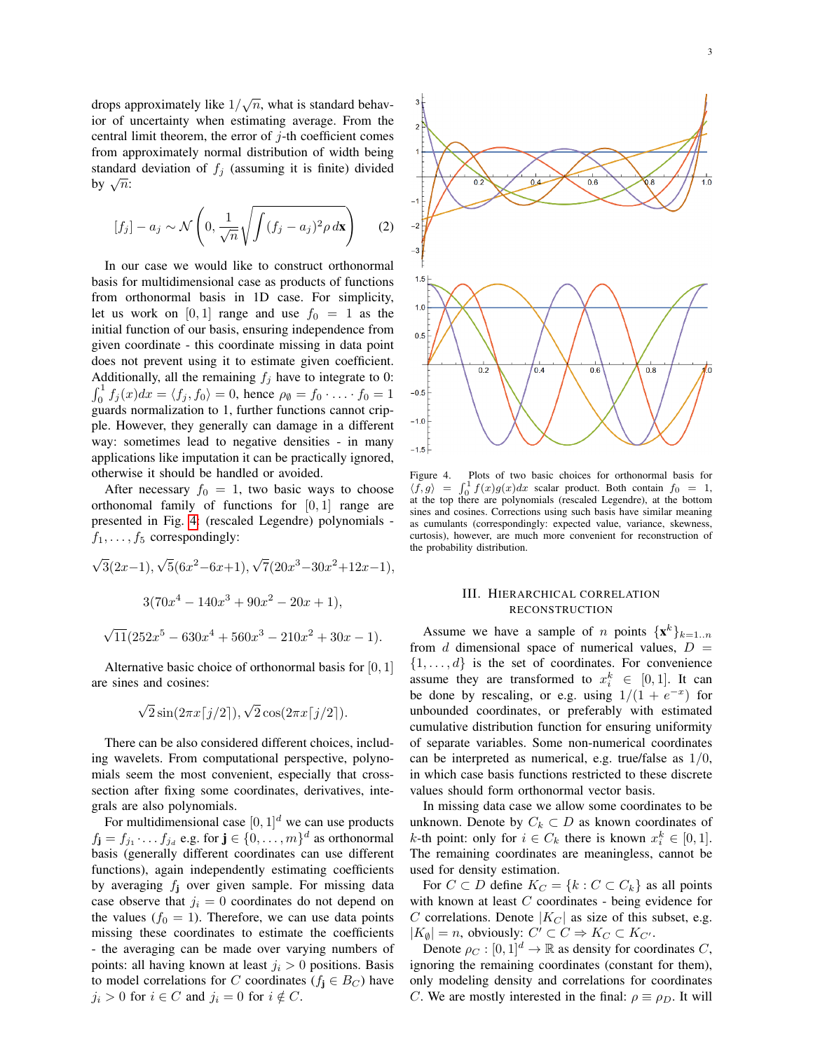drops approximately like $1/\sqrt{n}$, what is standard behavior of uncertainty when estimating average. From the central limit theorem, the error of $j$-th coefficient comes from approximately normal distribution of width being standard deviation of $f_j$ (assuming it is finite) divided by $\sqrt{n}$:

$$[f_j] - a_j \sim \mathcal{N}\left(0, \frac{1}{\sqrt{n}}\sqrt{\int (f_j - a_j)^2 \rho \, d\mathbf{x}}\right) \tag{2}$$

In our case we would like to construct orthonormal basis for multidimensional case as products of functions from orthonormal basis in 1D case. For simplicity, let us work on $[0,1]$ range and use $f_0 = 1$ as the initial function of our basis, ensuring independence from given coordinate - this coordinate missing in data point does not prevent using it to estimate given coefficient. Additionally, all the remaining $f_j$ have to integrate to 0: $\int_0^1 f_j(x)dx = \langle f_j, f_0 \rangle = 0$, hence $\rho_\emptyset = f_0 \cdot \ldots \cdot f_0 = 1$ guards normalization to 1, further functions cannot cripple. However, they generally can damage in a different way: sometimes lead to negative densities - in many applications like imputation it can be practically ignored, otherwise it should be handled or avoided.

After necessary $f_0 = 1$, two basic ways to choose orthonomal family of functions for $[0,1]$ range are presented in Fig. 4: (rescaled Legendre) polynomials - $f_1, \ldots, f_5$ correspondingly:

$$\sqrt{3}(2x-1), \sqrt{5}(6x^2-6x+1), \sqrt{7}(20x^3-30x^2+12x-1),$$

$$3(70x^4 - 140x^3 + 90x^2 - 20x + 1),$$

$$\sqrt{11}(252x^5 - 630x^4 + 560x^3 - 210x^2 + 30x - 1).$$

Alternative basic choice of orthonormal basis for $[0,1]$ are sines and cosines:

$$\sqrt{2}\sin(2\pi x\lceil j/2 \rceil), \sqrt{2}\cos(2\pi x\lceil j/2 \rceil).$$

There can be also considered different choices, including wavelets. From computational perspective, polynomials seem the most convenient, especially that cross-section after fixing some coordinates, derivatives, integrals are also polynomials.

For multidimensional case $[0,1]^d$ we can use products $f_\mathbf{j} = f_{j_1} \cdot \ldots \cdot f_{j_d}$ e.g. for $\mathbf{j} \in \{0, \ldots, m\}^d$ as orthonormal basis (generally different coordinates can use different functions), again independently estimating coefficients by averaging $f_\mathbf{j}$ over given sample. For missing data case observe that $j_i = 0$ coordinates do not depend on the values ($f_0 = 1$). Therefore, we can use data points missing these coordinates to estimate the coefficients - the averaging can be made over varying numbers of points: all having known at least $j_i > 0$ positions. Basis to model correlations for $C$ coordinates ($f_\mathbf{j} \in B_C$) have $j_i > 0$ for $i \in C$ and $j_i = 0$ for $i \notin C$.

Figure 4. Plots of two basic choices for orthonormal basis for $\langle f, g \rangle = \int_0^1 f(x)g(x)dx$ scalar product. Both contain $f_0 = 1$, at the top there are polynomials (rescaled Legendre), at the bottom sines and cosines. Corrections using such basis have similar meaning as cumulants (correspondingly: expected value, variance, skewness, curtosis), however, are much more convenient for reconstruction of the probability distribution.

## III. Hierarchical correlation reconstruction

Assume we have a sample of $n$ points $\{\mathbf{x}^k\}_{k=1..n}$ from $d$ dimensional space of numerical values, $D = \{1, \ldots, d\}$ is the set of coordinates. For convenience assume they are transformed to $x_i^k \in [0,1]$. It can be done by rescaling, or e.g. using $1/(1+e^{-x})$ for unbounded coordinates, or preferably with estimated cumulative distribution function for ensuring uniformity of separate variables. Some non-numerical coordinates can be interpreted as numerical, e.g. true/false as 1/0, in which case basis functions restricted to these discrete values should form orthonormal vector basis.

In missing data case we allow some coordinates to be unknown. Denote by $C_k \subset D$ as known coordinates of $k$-th point: only for $i \in C_k$ there is known $x_i^k \in [0,1]$. The remaining coordinates are meaningless, cannot be used for density estimation.

For $C \subset D$ define $K_C = \{k : C \subset C_k\}$ as all points with known at least $C$ coordinates - being evidence for $C$ correlations. Denote $|K_C|$ as size of this subset, e.g. $|K_\emptyset| = n$, obviously: $C' \subset C \Rightarrow K_C \subset K_{C'}$.

Denote $\rho_C : [0,1]^d \to \mathbb{R}$ as density for coordinates $C$, ignoring the remaining coordinates (constant for them), only modeling density and correlations for coordinates $C$. We are mostly interested in the final: $\rho \equiv \rho_D$. It will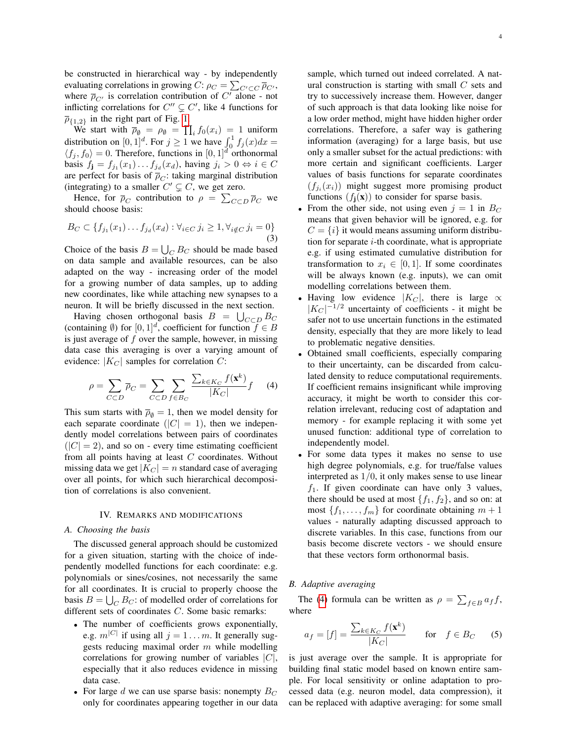be constructed in hierarchical way - by independently evaluating correlations in growing $C$: $\rho_C = \sum_{C' \subset C} \overline{\rho}_{C'}$, where $\overline{\rho}_{C'}$ is correlation contribution of $C'$ alone - not inflicting correlations for $C'' \subsetneq C'$, like 4 functions for $\overline{\rho}_{\{1,2\}}$ in the right part of Fig. 1.

We start with $\overline{\rho}_\emptyset = \rho_\emptyset = \prod_i f_0(x_i) = 1$ uniform distribution on $[0,1]^d$. For $j \geq 1$ we have $\int_0^1 f_j(x)dx = \langle f_j, f_0 \rangle = 0$. Therefore, functions in $[0,1]^d$ orthonormal basis $f_\mathbf{j} = f_{j_1}(x_1) \dots f_{j_d}(x_d)$, having $j_i > 0 \Leftrightarrow i \in C$ are perfect for basis of $\overline{\rho}_C$: taking marginal distribution (integrating) to a smaller $C' \subsetneq C$, we get zero.

Hence, for $\overline{\rho}_C$ contribution to $\rho = \sum_{C \subset D} \overline{\rho}_C$ we should choose basis:

$$B_C \subset \{f_{j_1}(x_1) \dots f_{j_d}(x_d) : \forall_{i \in C}\, j_i \geq 1, \forall_{i \notin C}\, j_i = 0\} \quad (3)$$

Choice of the basis $B = \bigcup_C B_C$ should be made based on data sample and available resources, can be also adapted on the way - increasing order of the model for a growing number of data samples, up to adding new coordinates, like while attaching new synapses to a neuron. It will be briefly discussed in the next section.

Having chosen orthogonal basis $B = \bigcup_{C \subset D} B_C$ (containing $\emptyset$) for $[0,1]^d$, coefficient for function $f \in B$ is just average of $f$ over the sample, however, in missing data case this averaging is over a varying amount of evidence: $|K_C|$ samples for correlation $C$:

$$\rho = \sum_{C \subset D} \overline{\rho}_C = \sum_{C \subset D} \sum_{f \in B_C} \frac{\sum_{k \in K_C} f(\mathbf{x}^k)}{|K_C|} f \quad (4)$$

This sum starts with $\overline{\rho}_\emptyset = 1$, then we model density for each separate coordinate ($|C| = 1$), then we independently model correlations between pairs of coordinates ($|C| = 2$), and so on - every time estimating coefficient from all points having at least $C$ coordinates. Without missing data we get $|K_C| = n$ standard case of averaging over all points, for which such hierarchical decomposition of correlations is also convenient.

## IV. Remarks and modifications

### A. Choosing the basis

The discussed general approach should be customized for a given situation, starting with the choice of independently modelled functions for each coordinate: e.g. polynomials or sines/cosines, not necessarily the same for all coordinates. It is crucial to properly choose the basis $B = \bigcup_C B_C$: of modelled order of correlations for different sets of coordinates $C$. Some basic remarks:

- The number of coefficients grows exponentially, e.g. $m^{|C|}$ if using all $j = 1 \dots m$. It generally suggests reducing maximal order $m$ while modelling correlations for growing number of variables $|C|$, especially that it also reduces evidence in missing data case.
- For large $d$ we can use sparse basis: nonempty $B_C$ only for coordinates appearing together in our data sample, which turned out indeed correlated. A natural construction is starting with small $C$ sets and try to successively increase them. However, danger of such approach is that data looking like noise for a low order method, might have hidden higher order correlations. Therefore, a safer way is gathering information (averaging) for a large basis, but use only a smaller subset for the actual predictions: with more certain and significant coefficients. Larger values of basis functions for separate coordinates ($f_{j_i}(x_i)$) might suggest more promising product functions ($f_\mathbf{j}(\mathbf{x})$) to consider for sparse basis.
- From the other side, not using even $j = 1$ in $B_C$ means that given behavior will be ignored, e.g. for $C = \{i\}$ it would means assuming uniform distribution for separate $i$-th coordinate, what is appropriate e.g. if using estimated cumulative distribution for transformation to $x_i \in [0,1]$. If some coordinates will be always known (e.g. inputs), we can omit modelling correlations between them.
- Having low evidence $|K_C|$, there is large $\propto |K_C|^{-1/2}$ uncertainty of coefficients - it might be safer not to use uncertain functions in the estimated density, especially that they are more likely to lead to problematic negative densities.
- Obtained small coefficients, especially comparing to their uncertainty, can be discarded from calculated density to reduce computational requirements. If coefficient remains insignificant while improving accuracy, it might be worth to consider this correlation irrelevant, reducing cost of adaptation and memory - for example replacing it with some yet unused function: additional type of correlation to independently model.
- For some data types it makes no sense to use high degree polynomials, e.g. for true/false values interpreted as $1/0$, it only makes sense to use linear $f_1$. If given coordinate can have only 3 values, there should be used at most $\{f_1, f_2\}$, and so on: at most $\{f_1, \dots, f_m\}$ for coordinate obtaining $m+1$ values - naturally adapting discussed approach to discrete variables. In this case, functions from our basis become discrete vectors - we should ensure that these vectors form orthonormal basis.

### B. Adaptive averaging

The (4) formula can be written as $\rho = \sum_{f \in B} a_f f$, where

$$a_f = [f] = \frac{\sum_{k \in K_C} f(\mathbf{x}^k)}{|K_C|} \qquad \text{for} \quad f \in B_C \quad (5)$$

is just average over the sample. It is appropriate for building final static model based on known entire sample. For local sensitivity or online adaptation to processed data (e.g. neuron model, data compression), it can be replaced with adaptive averaging: for some small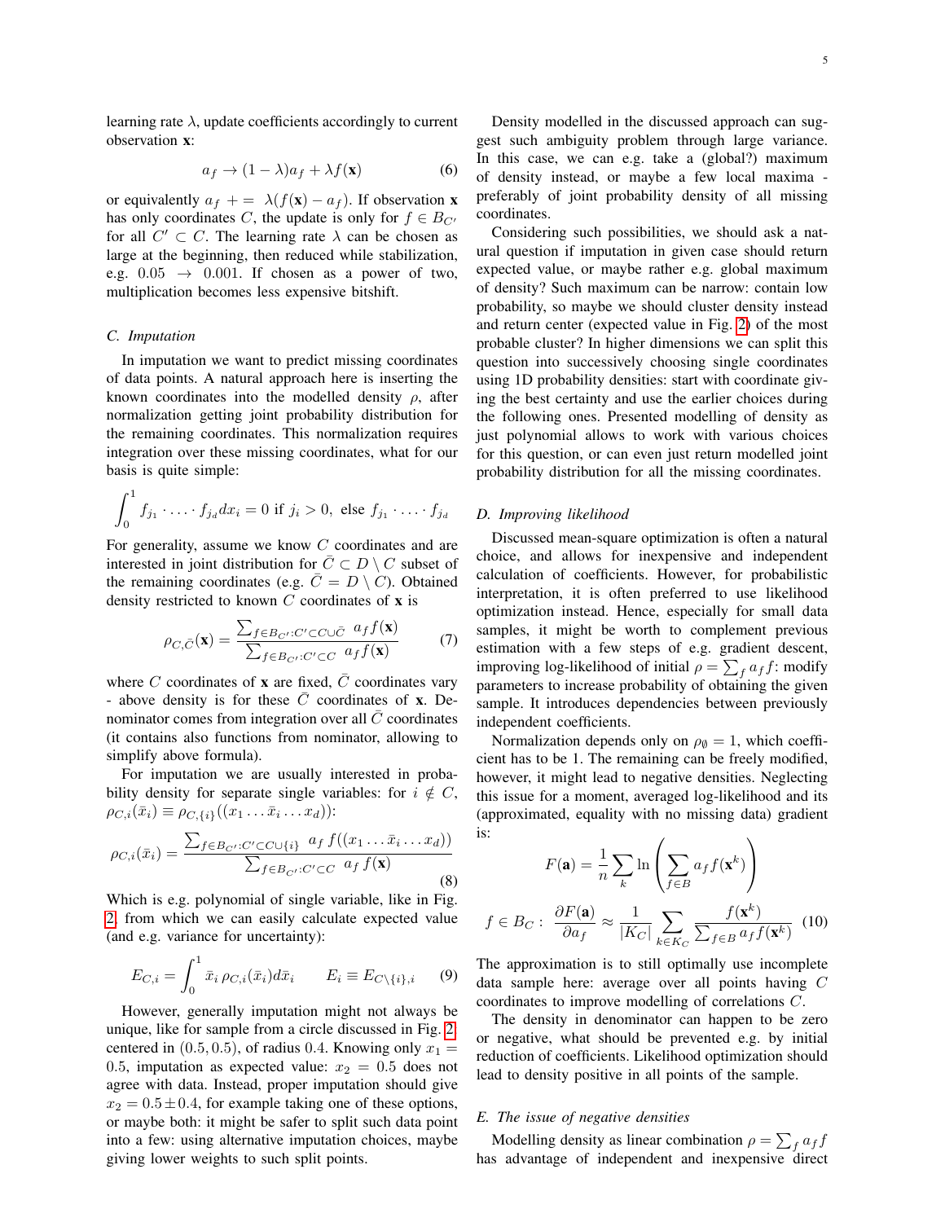learning rate $\lambda$, update coefficients accordingly to current observation $\mathbf{x}$:

$$a_f \to (1-\lambda)a_f + \lambda f(\mathbf{x}) \tag{6}$$

or equivalently $a_f \mathrel{+}= \lambda(f(\mathbf{x}) - a_f)$. If observation $\mathbf{x}$ has only coordinates $C$, the update is only for $f \in B_{C'}$ for all $C' \subset C$. The learning rate $\lambda$ can be chosen as large at the beginning, then reduced while stabilization, e.g. $0.05 \to 0.001$. If chosen as a power of two, multiplication becomes less expensive bitshift.

### C. Imputation

In imputation we want to predict missing coordinates of data points. A natural approach here is inserting the known coordinates into the modelled density $\rho$, after normalization getting joint probability distribution for the remaining coordinates. This normalization requires integration over these missing coordinates, what for our basis is quite simple:

$$\int_0^1 f_{j_1} \cdot \ldots \cdot f_{j_d} dx_i = 0 \text{ if } j_i > 0, \text{ else } f_{j_1} \cdot \ldots \cdot f_{j_d}$$

For generality, assume we know $C$ coordinates and are interested in joint distribution for $\bar{C} \subset D \setminus C$ subset of the remaining coordinates (e.g. $\bar{C} = D \setminus C$). Obtained density restricted to known $C$ coordinates of $\mathbf{x}$ is

$$\rho_{C,\bar{C}}(\mathbf{x}) = \frac{\sum_{f \in B_{C'} : C' \subset C \cup \bar{C}} a_f f(\mathbf{x})}{\sum_{f \in B_{C'} : C' \subset C} a_f f(\mathbf{x})} \tag{7}$$

where $C$ coordinates of $\mathbf{x}$ are fixed, $\bar{C}$ coordinates vary - above density is for these $\bar{C}$ coordinates of $\mathbf{x}$. Denominator comes from integration over all $\bar{C}$ coordinates (it contains also functions from nominator, allowing to simplify above formula).

For imputation we are usually interested in probability density for separate single variables: for $i \notin C$, $\rho_{C,i}(\bar{x}_i) \equiv \rho_{C,\{i\}}((x_1 \ldots \bar{x}_i \ldots x_d))$:

$$\rho_{C,i}(\bar{x}_i) = \frac{\sum_{f \in B_{C'} : C' \subset C \cup \{i\}} a_f f((x_1 \ldots \bar{x}_i \ldots x_d))}{\sum_{f \in B_{C'} : C' \subset C} a_f f(\mathbf{x})} \tag{8}$$

Which is e.g. polynomial of single variable, like in Fig. 2, from which we can easily calculate expected value (and e.g. variance for uncertainty):

$$E_{C,i} = \int_0^1 \bar{x}_i \, \rho_{C,i}(\bar{x}_i) d\bar{x}_i \qquad E_i \equiv E_{C \setminus \{i\}, i} \tag{9}$$

However, generally imputation might not always be unique, like for sample from a circle discussed in Fig. 2, centered in $(0.5, 0.5)$, of radius $0.4$. Knowing only $x_1 = 0.5$, imputation as expected value: $x_2 = 0.5$ does not agree with data. Instead, proper imputation should give $x_2 = 0.5 \pm 0.4$, for example taking one of these options, or maybe both: it might be safer to split such data point into a few: using alternative imputation choices, maybe giving lower weights to such split points.

Density modelled in the discussed approach can suggest such ambiguity problem through large variance. In this case, we can e.g. take a (global?) maximum of density instead, or maybe a few local maxima - preferably of joint probability density of all missing coordinates.

Considering such possibilities, we should ask a natural question if imputation in given case should return expected value, or maybe rather e.g. global maximum of density? Such maximum can be narrow: contain low probability, so maybe we should cluster density instead and return center (expected value in Fig. 2) of the most probable cluster? In higher dimensions we can split this question into successively choosing single coordinates using 1D probability densities: start with coordinate giving the best certainty and use the earlier choices during the following ones. Presented modelling of density as just polynomial allows to work with various choices for this question, or can even just return modelled joint probability distribution for all the missing coordinates.

### D. Improving likelihood

Discussed mean-square optimization is often a natural choice, and allows for inexpensive and independent calculation of coefficients. However, for probabilistic interpretation, it is often preferred to use likelihood optimization instead. Hence, especially for small data samples, it might be worth to complement previous estimation with a few steps of e.g. gradient descent, improving log-likelihood of initial $\rho = \sum_f a_f f$: modify parameters to increase probability of obtaining the given sample. It introduces dependencies between previously independent coefficients.

Normalization depends only on $\rho_\emptyset = 1$, which coefficient has to be 1. The remaining can be freely modified, however, it might lead to negative densities. Neglecting this issue for a moment, averaged log-likelihood and its (approximated, equality with no missing data) gradient is:

$$F(\mathbf{a}) = \frac{1}{n} \sum_k \ln \left( \sum_{f \in B} a_f f(\mathbf{x}^k) \right)$$

$$f \in B_C : \quad \frac{\partial F(\mathbf{a})}{\partial a_f} \approx \frac{1}{|K_C|} \sum_{k \in K_C} \frac{f(\mathbf{x}^k)}{\sum_{f \in B} a_f f(\mathbf{x}^k)} \tag{10}$$

The approximation is to still optimally use incomplete data sample here: average over all points having $C$ coordinates to improve modelling of correlations $C$.

The density in denominator can happen to be zero or negative, what should be prevented e.g. by initial reduction of coefficients. Likelihood optimization should lead to density positive in all points of the sample.

### E. The issue of negative densities

Modelling density as linear combination $\rho = \sum_f a_f f$ has advantage of independent and inexpensive direct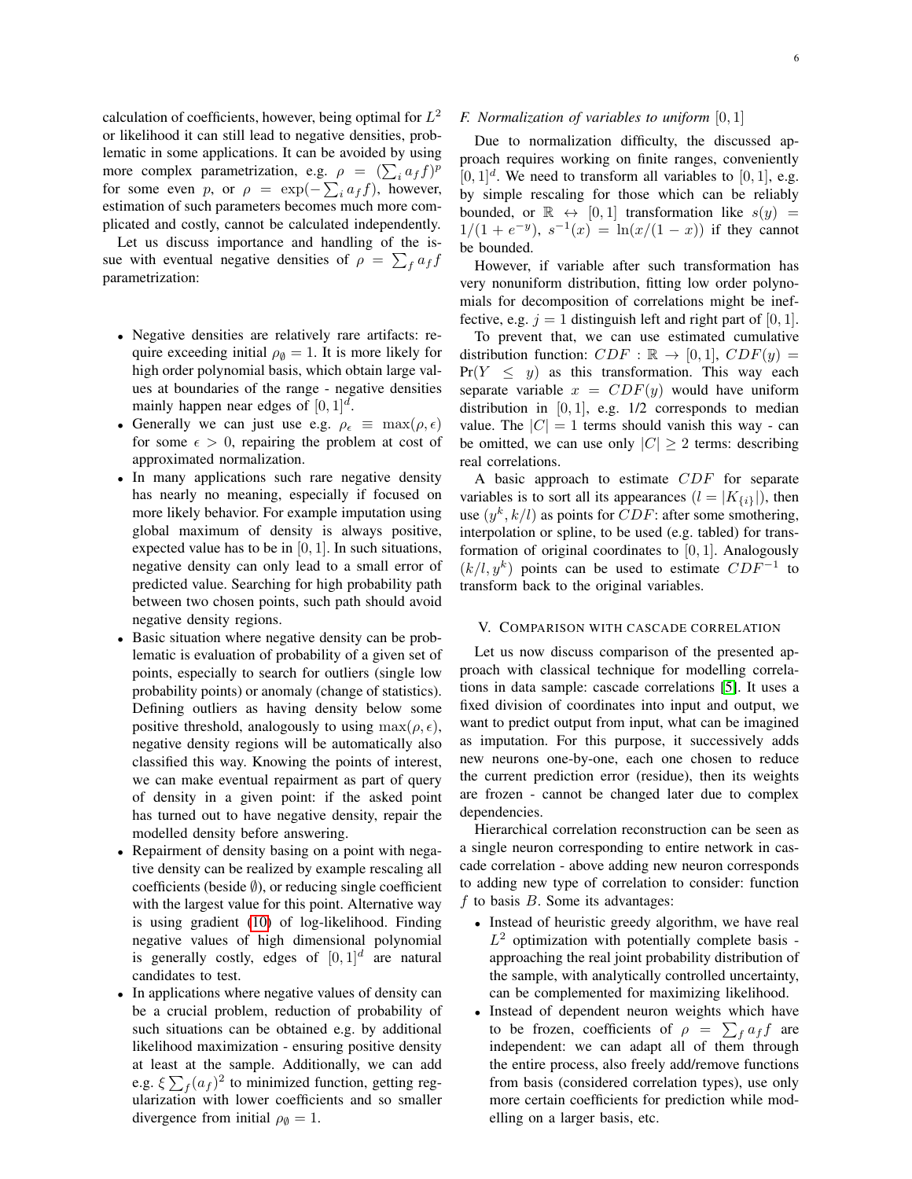calculation of coefficients, however, being optimal for $L^2$ or likelihood it can still lead to negative densities, problematic in some applications. It can be avoided by using more complex parametrization, e.g. $\rho = (\sum_i a_f f)^p$ for some even $p$, or $\rho = \exp(-\sum_i a_f f)$, however, estimation of such parameters becomes much more complicated and costly, cannot be calculated independently.

Let us discuss importance and handling of the issue with eventual negative densities of $\rho = \sum_f a_f f$ parametrization:

- Negative densities are relatively rare artifacts: require exceeding initial $\rho_\emptyset = 1$. It is more likely for high order polynomial basis, which obtain large values at boundaries of the range - negative densities mainly happen near edges of $[0,1]^d$.
- Generally we can just use e.g. $\rho_\epsilon \equiv \max(\rho, \epsilon)$ for some $\epsilon > 0$, repairing the problem at cost of approximated normalization.
- In many applications such rare negative density has nearly no meaning, especially if focused on more likely behavior. For example imputation using global maximum of density is always positive, expected value has to be in $[0,1]$. In such situations, negative density can only lead to a small error of predicted value. Searching for high probability path between two chosen points, such path should avoid negative density regions.
- Basic situation where negative density can be problematic is evaluation of probability of a given set of points, especially to search for outliers (single low probability points) or anomaly (change of statistics). Defining outliers as having density below some positive threshold, analogously to using $\max(\rho, \epsilon)$, negative density regions will be automatically also classified this way. Knowing the points of interest, we can make eventual repairment as part of query of density in a given point: if the asked point has turned out to have negative density, repair the modelled density before answering.
- Repairment of density basing on a point with negative density can be realized by example rescaling all coefficients (beside $\emptyset$), or reducing single coefficient with the largest value for this point. Alternative way is using gradient (10) of log-likelihood. Finding negative values of high dimensional polynomial is generally costly, edges of $[0,1]^d$ are natural candidates to test.
- In applications where negative values of density can be a crucial problem, reduction of probability of such situations can be obtained e.g. by additional likelihood maximization - ensuring positive density at least at the sample. Additionally, we can add e.g. $\xi \sum_f (a_f)^2$ to minimized function, getting regularization with lower coefficients and so smaller divergence from initial $\rho_\emptyset = 1$.

### F. Normalization of variables to uniform $[0,1]$

Due to normalization difficulty, the discussed approach requires working on finite ranges, conveniently $[0,1]^d$. We need to transform all variables to $[0,1]$, e.g. by simple rescaling for those which can be reliably bounded, or $\mathbb{R} \leftrightarrow [0,1]$ transformation like $s(y) = 1/(1+e^{-y})$, $s^{-1}(x) = \ln(x/(1-x))$ if they cannot be bounded.

However, if variable after such transformation has very nonuniform distribution, fitting low order polynomials for decomposition of correlations might be ineffective, e.g. $j = 1$ distinguish left and right part of $[0,1]$.

To prevent that, we can use estimated cumulative distribution function: $CDF : \mathbb{R} \to [0,1]$, $CDF(y) = \Pr(Y \leq y)$ as this transformation. This way each separate variable $x = CDF(y)$ would have uniform distribution in $[0,1]$, e.g. 1/2 corresponds to median value. The $|C| = 1$ terms should vanish this way - can be omitted, we can use only $|C| \geq 2$ terms: describing real correlations.

A basic approach to estimate $CDF$ for separate variables is to sort all its appearances ($l = |K_{\{i\}}|$), then use $(y^k, k/l)$ as points for $CDF$: after some smothering, interpolation or spline, to be used (e.g. tabled) for transformation of original coordinates to $[0,1]$. Analogously $(k/l, y^k)$ points can be used to estimate $CDF^{-1}$ to transform back to the original variables.

## V. Comparison with cascade correlation

Let us now discuss comparison of the presented approach with classical technique for modelling correlations in data sample: cascade correlations [5]. It uses a fixed division of coordinates into input and output, we want to predict output from input, what can be imagined as imputation. For this purpose, it successively adds new neurons one-by-one, each one chosen to reduce the current prediction error (residue), then its weights are frozen - cannot be changed later due to complex dependencies.

Hierarchical correlation reconstruction can be seen as a single neuron corresponding to entire network in cascade correlation - above adding new neuron corresponds to adding new type of correlation to consider: function $f$ to basis $B$. Some its advantages:

- Instead of heuristic greedy algorithm, we have real $L^2$ optimization with potentially complete basis - approaching the real joint probability distribution of the sample, with analytically controlled uncertainty, can be complemented for maximizing likelihood.
- Instead of dependent neuron weights which have to be frozen, coefficients of $\rho = \sum_f a_f f$ are independent: we can adapt all of them through the entire process, also freely add/remove functions from basis (considered correlation types), use only more certain coefficients for prediction while modelling on a larger basis, etc.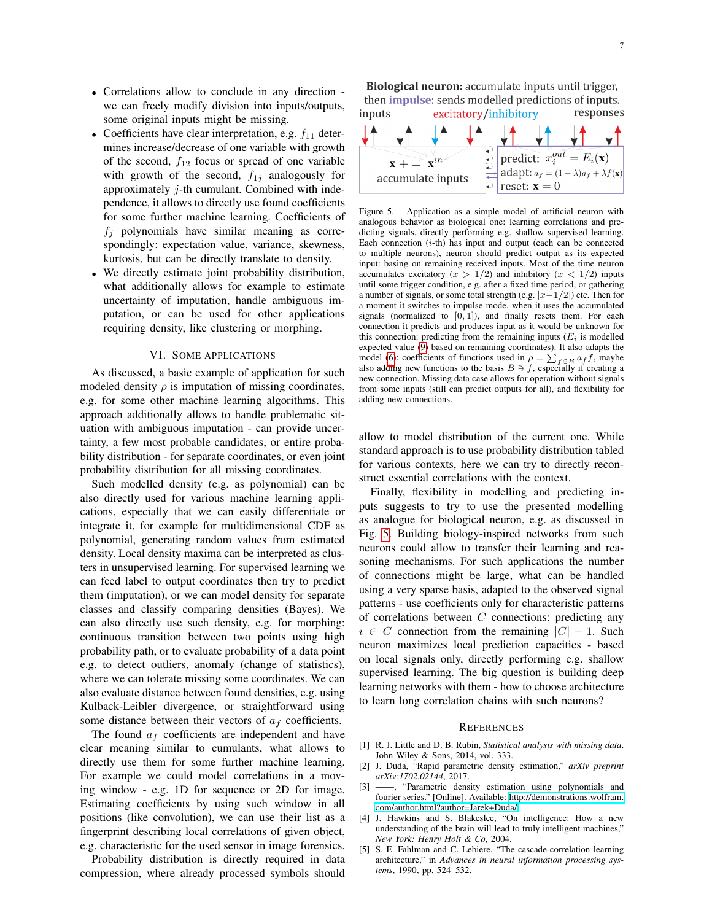- Correlations allow to conclude in any direction - we can freely modify division into inputs/outputs, some original inputs might be missing.
- Coefficients have clear interpretation, e.g. $f_{11}$ determines increase/decrease of one variable with growth of the second, $f_{12}$ focus or spread of one variable with growth of the second, $f_{1j}$ analogously for approximately $j$-th cumulant. Combined with independence, it allows to directly use found coefficients for some further machine learning. Coefficients of $f_j$ polynomials have similar meaning as correspondingly: expectation value, variance, skewness, kurtosis, but can be directly translate to density.
- We directly estimate joint probability distribution, what additionally allows for example to estimate uncertainty of imputation, handle ambiguous imputation, or can be used for other applications requiring density, like clustering or morphing.

## VI. Some applications

As discussed, a basic example of application for such modeled density $\rho$ is imputation of missing coordinates, e.g. for some other machine learning algorithms. This approach additionally allows to handle problematic situation with ambiguous imputation - can provide uncertainty, a few most probable candidates, or entire probability distribution - for separate coordinates, or even joint probability distribution for all missing coordinates.

Such modelled density (e.g. as polynomial) can be also directly used for various machine learning applications, especially that we can easily differentiate or integrate it, for example for multidimensional CDF as polynomial, generating random values from estimated density. Local density maxima can be interpreted as clusters in unsupervised learning. For supervised learning we can feed label to output coordinates then try to predict them (imputation), or we can model density for separate classes and classify comparing densities (Bayes). We can also directly use such density, e.g. for morphing: continuous transition between two points using high probability path, or to evaluate probability of a data point e.g. to detect outliers, anomaly (change of statistics), where we can tolerate missing some coordinates. We can also evaluate distance between found densities, e.g. using Kulback-Leibler divergence, or straightforward using some distance between their vectors of $a_f$ coefficients.

The found $a_f$ coefficients are independent and have clear meaning similar to cumulants, what allows to directly use them for some further machine learning. For example we could model correlations in a moving window - e.g. 1D for sequence or 2D for image. Estimating coefficients by using such window in all positions (like convolution), we can use their list as a fingerprint describing local correlations of given object, e.g. characteristic for the used sensor in image forensics.

Probability distribution is directly required in data compression, where already processed symbols should allow to model distribution of the current one. While standard approach is to use probability distribution tabled for various contexts, here we can try to directly reconstruct essential correlations with the context.

**Biological neuron**: accumulate inputs until trigger, then **impulse**: sends modelled predictions of inputs.

inputs

excitatory/inhibitory

responses

$\mathbf{x} += \mathbf{x}^{in}$

accumulate inputs

predict: $x_i^{out} = E_i(\mathbf{x})$

adapt: $a_f = (1-\lambda)a_f + \lambda f(\mathbf{x})$

reset: $\mathbf{x} = 0$

Figure 5. Application as a simple model of artificial neuron with analogous behavior as biological one: learning correlations and predicting signals, directly performing e.g. shallow supervised learning. Each connection ($i$-th) has input and output (each can be connected to multiple neurons), neuron should predict output as its expected input: basing on remaining received inputs. Most of the time neuron accumulates excitatory ($x > 1/2$) and inhibitory ($x < 1/2$) inputs until some trigger condition, e.g. after a fixed time period, or gathering a number of signals, or some total strength (e.g. $|x-1/2|$) etc. Then for a moment it switches to impulse mode, when it uses the accumulated signals (normalized to $[0,1]$), and finally resets them. For each connection it predicts and produces input as it would be unknown for this connection: predicting from the remaining inputs ($E_i$ is modelled expected value (9) based on remaining coordinates). It also adapts the model (6): coefficients of functions used in $\rho = \sum_{f\in B} a_f f$, maybe also adding new functions to the basis $B \ni f$, especially if creating a new connection. Missing data case allows for operation without signals from some inputs (still can predict outputs for all), and flexibility for adding new connections.

Finally, flexibility in modelling and predicting inputs suggests to try to use the presented modelling as analogue for biological neuron, e.g. as discussed in Fig. 5. Building biology-inspired networks from such neurons could allow to transfer their learning and reasoning mechanisms. For such applications the number of connections might be large, what can be handled using a very sparse basis, adapted to the observed signal patterns - use coefficients only for characteristic patterns of correlations between $C$ connections: predicting any $i \in C$ connection from the remaining $|C| - 1$. Such neuron maximizes local prediction capacities - based on local signals only, directly performing e.g. shallow supervised learning. The big question is building deep learning networks with them - how to choose architecture to learn long correlation chains with such neurons?

## References

[1] R. J. Little and D. B. Rubin, *Statistical analysis with missing data*. John Wiley & Sons, 2014, vol. 333.

[2] J. Duda, "Rapid parametric density estimation," *arXiv preprint arXiv:1702.02144*, 2017.

[3] ——, "Parametric density estimation using polynomials and fourier series." [Online]. Available: http://demonstrations.wolfram.com/author.html?author=Jarek+Duda/

[4] J. Hawkins and S. Blakeslee, "On intelligence: How a new understanding of the brain will lead to truly intelligent machines," *New York: Henry Holt & Co*, 2004.

[5] S. E. Fahlman and C. Lebiere, "The cascade-correlation learning architecture," in *Advances in neural information processing systems*, 1990, pp. 524–532.